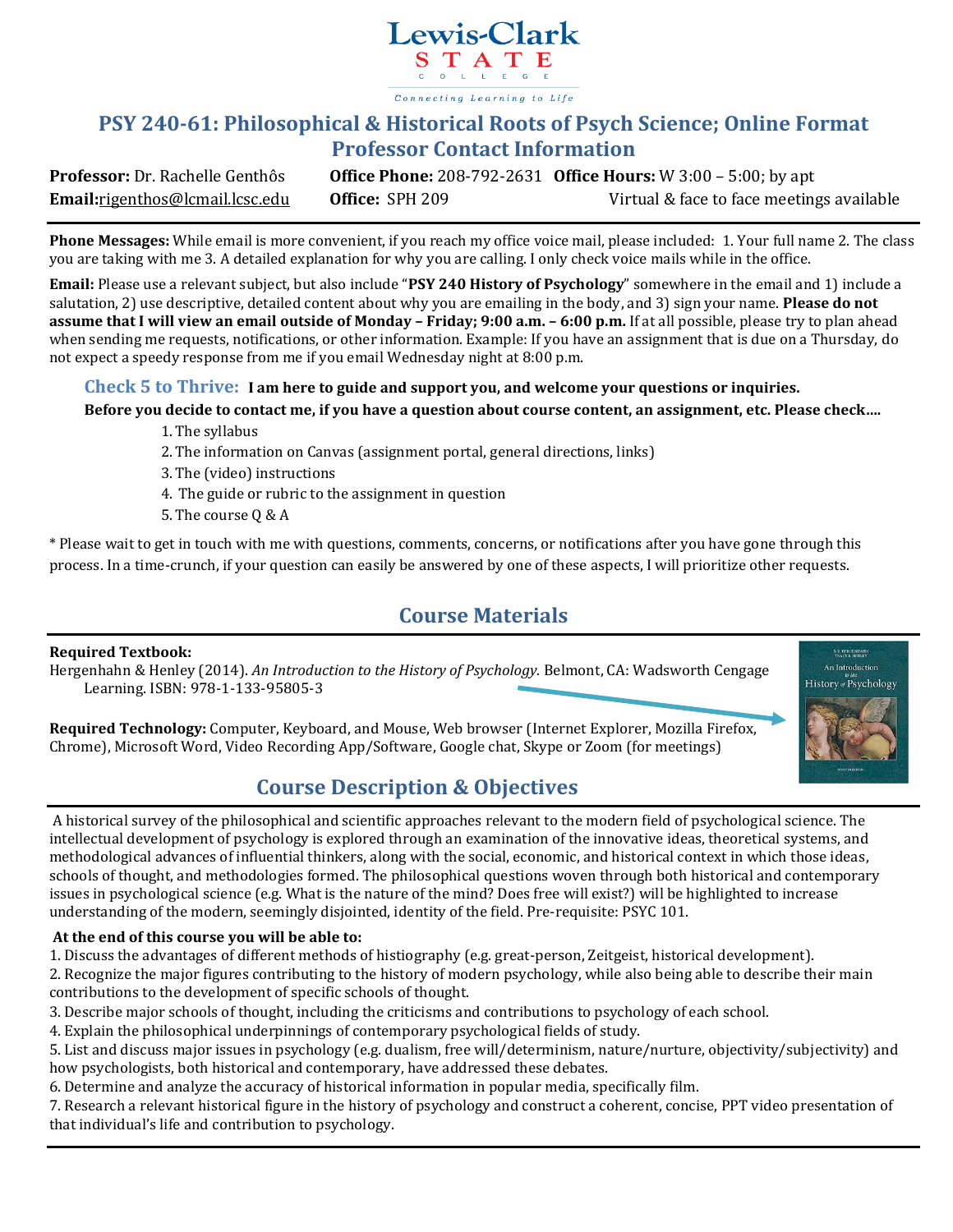Lewis-Clark STATE COLLEGE

Connecting Learning to Life

# PSY 240-61: Philosophical & Historical Roots of Psych Science; Online Format

## Professor Contact Information

**Professor:** Dr. Rachelle Genthôs
**Office Phone:** 208-792-2631
**Office Hours:** W 3:00 – 5:00; by apt
**Email:** rigenthos@lcmail.lcsc.edu
**Office:** SPH 209
Virtual & face to face meetings available

**Phone Messages:** While email is more convenient, if you reach my office voice mail, please included: 1. Your full name 2. The class you are taking with me 3. A detailed explanation for why you are calling. I only check voice mails while in the office.

**Email:** Please use a relevant subject, but also include "**PSY 240 History of Psychology**" somewhere in the email and 1) include a salutation, 2) use descriptive, detailed content about why you are emailing in the body, and 3) sign your name. **Please do not assume that I will view an email outside of Monday – Friday; 9:00 a.m. – 6:00 p.m.** If at all possible, please try to plan ahead when sending me requests, notifications, or other information. Example: If you have an assignment that is due on a Thursday, do not expect a speedy response from me if you email Wednesday night at 8:00 p.m.

### Check 5 to Thrive: **I am here to guide and support you, and welcome your questions or inquiries.**

**Before you decide to contact me, if you have a question about course content, an assignment, etc. Please check….**

1. The syllabus
2. The information on Canvas (assignment portal, general directions, links)
3. The (video) instructions
4. The guide or rubric to the assignment in question
5. The course Q & A

* Please wait to get in touch with me with questions, comments, concerns, or notifications after you have gone through this process. In a time-crunch, if your question can easily be answered by one of these aspects, I will prioritize other requests.

## Course Materials

**Required Textbook:**
Hergenhahn & Henley (2014). *An Introduction to the History of Psychology.* Belmont, CA: Wadsworth Cengage Learning. ISBN: 978-1-133-95805-3

**Required Technology:** Computer, Keyboard, and Mouse, Web browser (Internet Explorer, Mozilla Firefox, Chrome), Microsoft Word, Video Recording App/Software, Google chat, Skype or Zoom (for meetings)

## Course Description & Objectives

A historical survey of the philosophical and scientific approaches relevant to the modern field of psychological science. The intellectual development of psychology is explored through an examination of the innovative ideas, theoretical systems, and methodological advances of influential thinkers, along with the social, economic, and historical context in which those ideas, schools of thought, and methodologies formed. The philosophical questions woven through both historical and contemporary issues in psychological science (e.g. What is the nature of the mind? Does free will exist?) will be highlighted to increase understanding of the modern, seemingly disjointed, identity of the field. Pre-requisite: PSYC 101.

**At the end of this course you will be able to:**

1. Discuss the advantages of different methods of histiography (e.g. great-person, Zeitgeist, historical development).
2. Recognize the major figures contributing to the history of modern psychology, while also being able to describe their main contributions to the development of specific schools of thought.
3. Describe major schools of thought, including the criticisms and contributions to psychology of each school.
4. Explain the philosophical underpinnings of contemporary psychological fields of study.
5. List and discuss major issues in psychology (e.g. dualism, free will/determinism, nature/nurture, objectivity/subjectivity) and how psychologists, both historical and contemporary, have addressed these debates.
6. Determine and analyze the accuracy of historical information in popular media, specifically film.
7. Research a relevant historical figure in the history of psychology and construct a coherent, concise, PPT video presentation of that individual's life and contribution to psychology.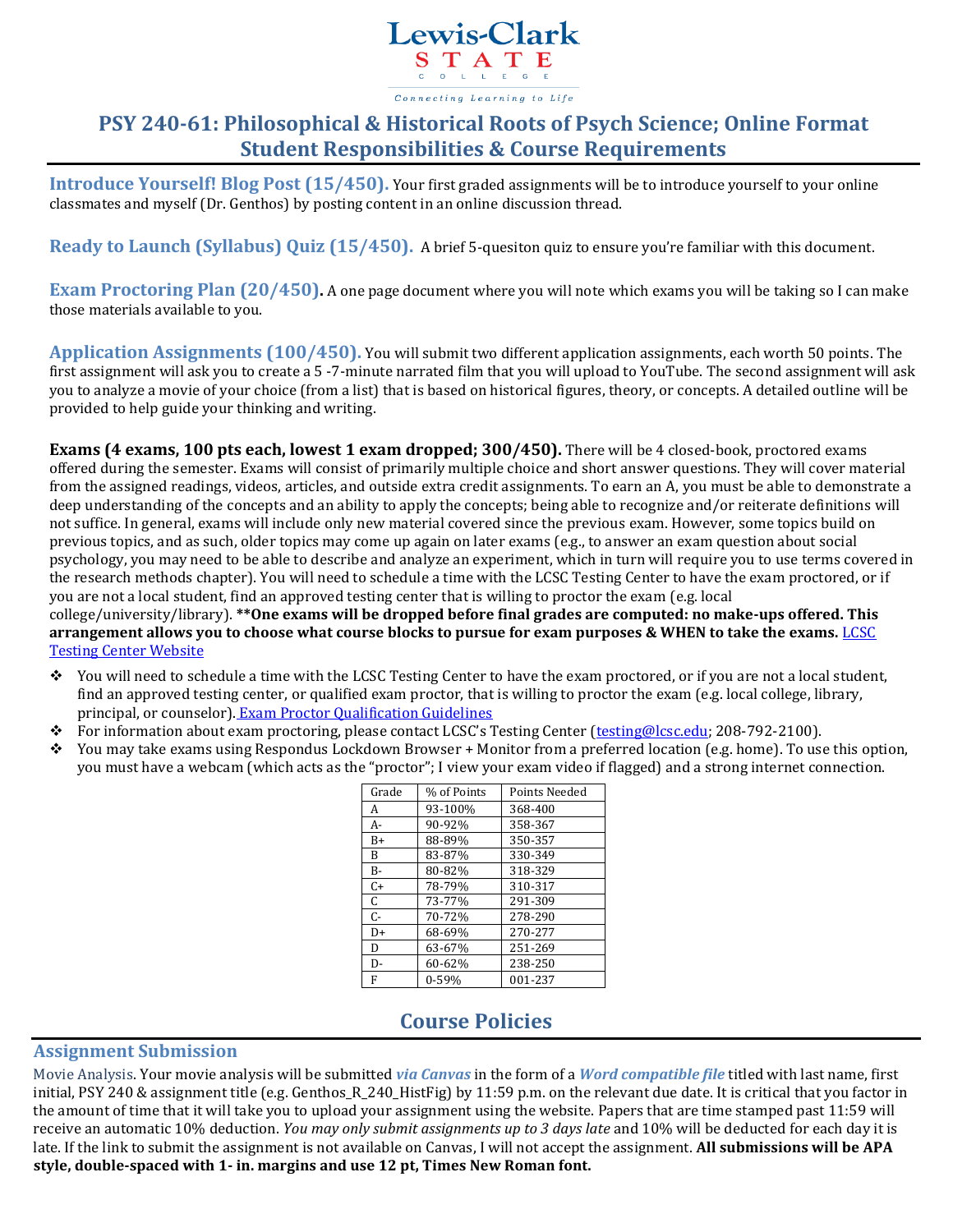Lewis-Clark STATE COLLEGE

*Connecting Learning to Life*

# PSY 240-61: Philosophical & Historical Roots of Psych Science; Online Format
# Student Responsibilities & Course Requirements

**Introduce Yourself! Blog Post (15/450).** Your first graded assignments will be to introduce yourself to your online classmates and myself (Dr. Genthos) by posting content in an online discussion thread.

**Ready to Launch (Syllabus) Quiz (15/450).** A brief 5-quesiton quiz to ensure you're familiar with this document.

**Exam Proctoring Plan (20/450).** A one page document where you will note which exams you will be taking so I can make those materials available to you.

**Application Assignments (100/450).** You will submit two different application assignments, each worth 50 points. The first assignment will ask you to create a 5 -7-minute narrated film that you will upload to YouTube. The second assignment will ask you to analyze a movie of your choice (from a list) that is based on historical figures, theory, or concepts. A detailed outline will be provided to help guide your thinking and writing.

**Exams (4 exams, 100 pts each, lowest 1 exam dropped; 300/450).** There will be 4 closed-book, proctored exams offered during the semester. Exams will consist of primarily multiple choice and short answer questions. They will cover material from the assigned readings, videos, articles, and outside extra credit assignments. To earn an A, you must be able to demonstrate a deep understanding of the concepts and an ability to apply the concepts; being able to recognize and/or reiterate definitions will not suffice. In general, exams will include only new material covered since the previous exam. However, some topics build on previous topics, and as such, older topics may come up again on later exams (e.g., to answer an exam question about social psychology, you may need to be able to describe and analyze an experiment, which in turn will require you to use terms covered in the research methods chapter). You will need to schedule a time with the LCSC Testing Center to have the exam proctored, or if you are not a local student, find an approved testing center that is willing to proctor the exam (e.g. local college/university/library). **\*\*One exams will be dropped before final grades are computed: no make-ups offered. This arrangement allows you to choose what course blocks to pursue for exam purposes & WHEN to take the exams.** [LCSC Testing Center Website]

- You will need to schedule a time with the LCSC Testing Center to have the exam proctored, or if you are not a local student, find an approved testing center, or qualified exam proctor, that is willing to proctor the exam (e.g. local college, library, principal, or counselor). [Exam Proctor Qualification Guidelines]
- For information about exam proctoring, please contact LCSC's Testing Center (testing@lcsc.edu; 208-792-2100).
- You may take exams using Respondus Lockdown Browser + Monitor from a preferred location (e.g. home). To use this option, you must have a webcam (which acts as the "proctor"; I view your exam video if flagged) and a strong internet connection.

| Grade | % of Points | Points Needed |
|---|---|---|
| A | 93-100% | 368-400 |
| A- | 90-92% | 358-367 |
| B+ | 88-89% | 350-357 |
| B | 83-87% | 330-349 |
| B- | 80-82% | 318-329 |
| C+ | 78-79% | 310-317 |
| C | 73-77% | 291-309 |
| C- | 70-72% | 278-290 |
| D+ | 68-69% | 270-277 |
| D | 63-67% | 251-269 |
| D- | 60-62% | 238-250 |
| F | 0-59% | 001-237 |

# Course Policies

## Assignment Submission

Movie Analysis. Your movie analysis will be submitted ***via Canvas*** in the form of a ***Word compatible file*** titled with last name, first initial, PSY 240 & assignment title (e.g. Genthos_R_240_HistFig) by 11:59 p.m. on the relevant due date. It is critical that you factor in the amount of time that it will take you to upload your assignment using the website. Papers that are time stamped past 11:59 will receive an automatic 10% deduction. *You may only submit assignments up to 3 days late* and 10% will be deducted for each day it is late. If the link to submit the assignment is not available on Canvas, I will not accept the assignment. **All submissions will be APA style, double-spaced with 1- in. margins and use 12 pt, Times New Roman font.**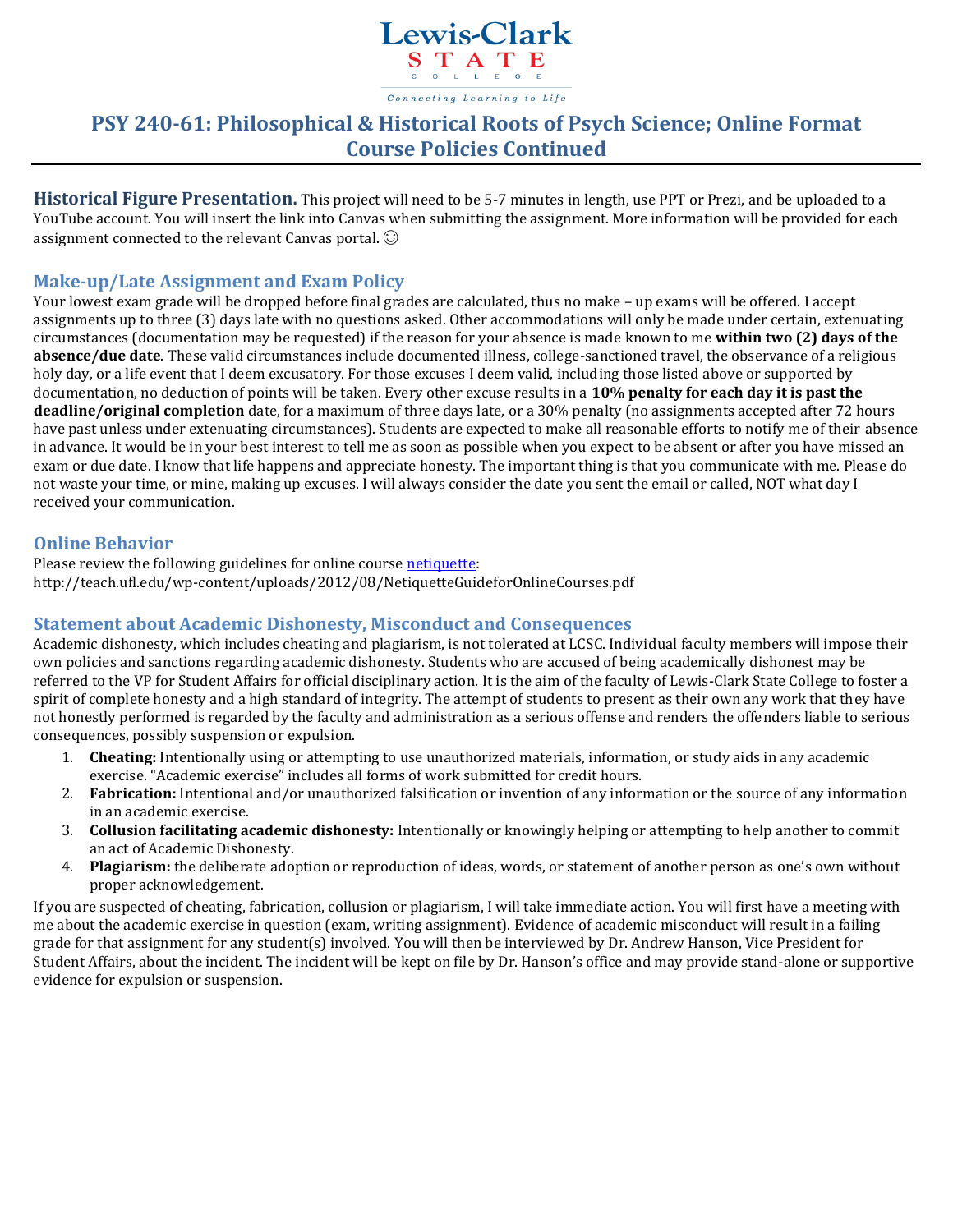# PSY 240-61: Philosophical & Historical Roots of Psych Science; Online Format Course Policies Continued

**Historical Figure Presentation.** This project will need to be 5-7 minutes in length, use PPT or Prezi, and be uploaded to a YouTube account. You will insert the link into Canvas when submitting the assignment. More information will be provided for each assignment connected to the relevant Canvas portal. ☺

## Make-up/Late Assignment and Exam Policy

Your lowest exam grade will be dropped before final grades are calculated, thus no make – up exams will be offered. I accept assignments up to three (3) days late with no questions asked. Other accommodations will only be made under certain, extenuating circumstances (documentation may be requested) if the reason for your absence is made known to me **within two (2) days of the absence/due date**. These valid circumstances include documented illness, college-sanctioned travel, the observance of a religious holy day, or a life event that I deem excusatory. For those excuses I deem valid, including those listed above or supported by documentation, no deduction of points will be taken. Every other excuse results in a **10% penalty for each day it is past the deadline/original completion** date, for a maximum of three days late, or a 30% penalty (no assignments accepted after 72 hours have past unless under extenuating circumstances). Students are expected to make all reasonable efforts to notify me of their absence in advance. It would be in your best interest to tell me as soon as possible when you expect to be absent or after you have missed an exam or due date. I know that life happens and appreciate honesty. The important thing is that you communicate with me. Please do not waste your time, or mine, making up excuses. I will always consider the date you sent the email or called, NOT what day I received your communication.

## Online Behavior

Please review the following guidelines for online course netiquette:
http://teach.ufl.edu/wp-content/uploads/2012/08/NetiquetteGuideforOnlineCourses.pdf

## Statement about Academic Dishonesty, Misconduct and Consequences

Academic dishonesty, which includes cheating and plagiarism, is not tolerated at LCSC. Individual faculty members will impose their own policies and sanctions regarding academic dishonesty. Students who are accused of being academically dishonest may be referred to the VP for Student Affairs for official disciplinary action. It is the aim of the faculty of Lewis-Clark State College to foster a spirit of complete honesty and a high standard of integrity. The attempt of students to present as their own any work that they have not honestly performed is regarded by the faculty and administration as a serious offense and renders the offenders liable to serious consequences, possibly suspension or expulsion.

1. **Cheating:** Intentionally using or attempting to use unauthorized materials, information, or study aids in any academic exercise. "Academic exercise" includes all forms of work submitted for credit hours.
2. **Fabrication:** Intentional and/or unauthorized falsification or invention of any information or the source of any information in an academic exercise.
3. **Collusion facilitating academic dishonesty:** Intentionally or knowingly helping or attempting to help another to commit an act of Academic Dishonesty.
4. **Plagiarism:** the deliberate adoption or reproduction of ideas, words, or statement of another person as one's own without proper acknowledgement.

If you are suspected of cheating, fabrication, collusion or plagiarism, I will take immediate action. You will first have a meeting with me about the academic exercise in question (exam, writing assignment). Evidence of academic misconduct will result in a failing grade for that assignment for any student(s) involved. You will then be interviewed by Dr. Andrew Hanson, Vice President for Student Affairs, about the incident. The incident will be kept on file by Dr. Hanson's office and may provide stand-alone or supportive evidence for expulsion or suspension.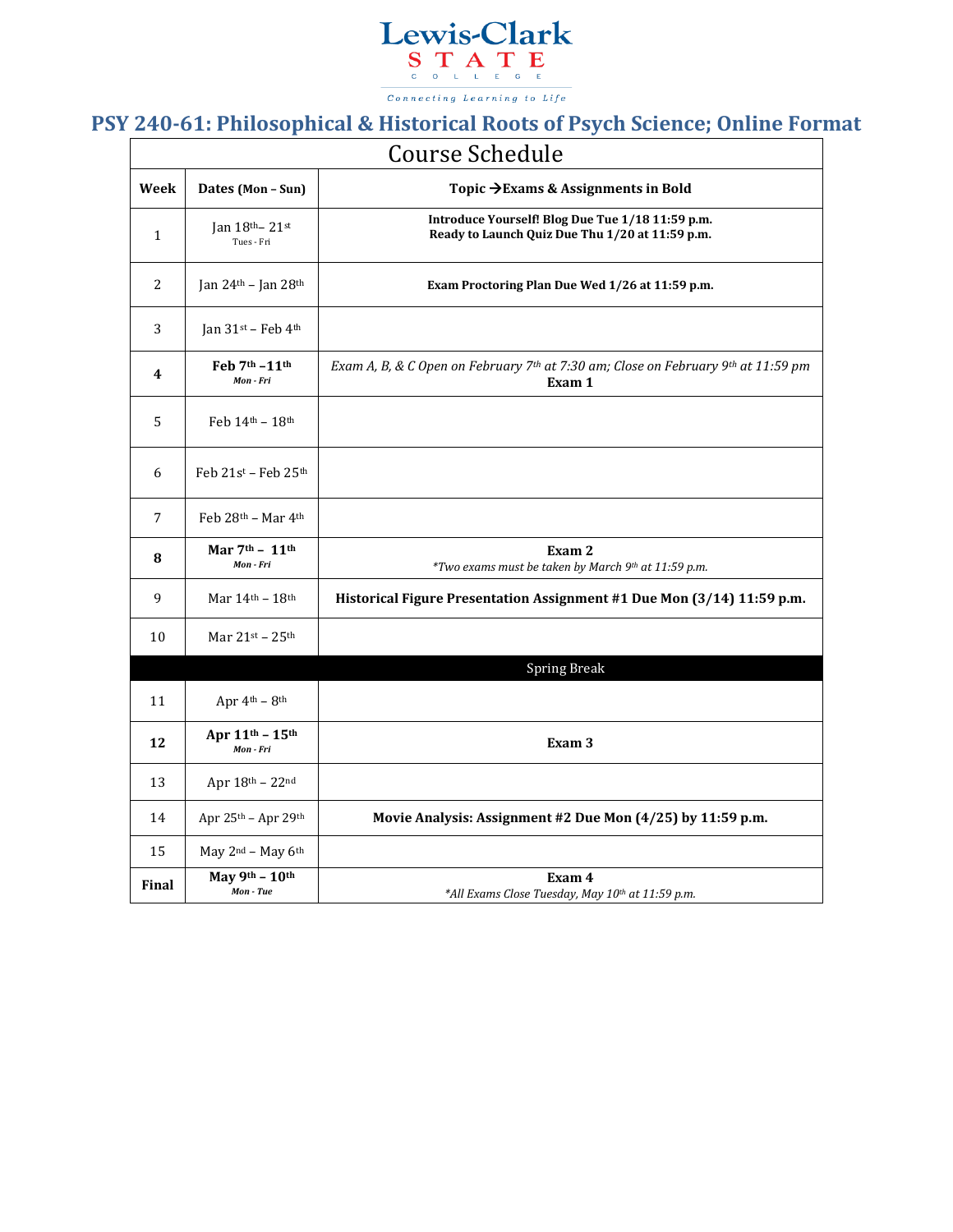Lewis-Clark State College

Connecting Learning to Life

# PSY 240-61: Philosophical & Historical Roots of Psych Science; Online Format

## Course Schedule

| Week | Dates (Mon – Sun) | Topic → Exams & Assignments in Bold |
|---|---|---|
| 1 | Jan 18th– 21st<br>Tues - Fri | **Introduce Yourself! Blog Due Tue 1/18 11:59 p.m.**<br>**Ready to Launch Quiz Due Thu 1/20 at 11:59 p.m.** |
| 2 | Jan 24th – Jan 28th | **Exam Proctoring Plan Due Wed 1/26 at 11:59 p.m.** |
| 3 | Jan 31st – Feb 4th | |
| **4** | **Feb 7th –11th**<br>***Mon - Fri*** | *Exam A, B, & C Open on February 7th at 7:30 am; Close on February 9th at 11:59 pm*<br>**Exam 1** |
| 5 | Feb 14th – 18th | |
| 6 | Feb 21st – Feb 25th | |
| 7 | Feb 28th – Mar 4th | |
| **8** | **Mar 7th – 11th**<br>***Mon - Fri*** | **Exam 2**<br>*\*Two exams must be taken by March 9th at 11:59 p.m.* |
| 9 | Mar 14th – 18th | **Historical Figure Presentation Assignment #1 Due Mon (3/14) 11:59 p.m.** |
| 10 | Mar 21st – 25th | |
| | | Spring Break |
| 11 | Apr 4th – 8th | |
| **12** | **Apr 11th – 15th**<br>***Mon - Fri*** | **Exam 3** |
| 13 | Apr 18th – 22nd | |
| 14 | Apr 25th – Apr 29th | **Movie Analysis: Assignment #2 Due Mon (4/25) by 11:59 p.m.** |
| 15 | May 2nd – May 6th | |
| **Final** | **May 9th – 10th**<br>***Mon - Tue*** | **Exam 4**<br>*\*All Exams Close Tuesday, May 10th at 11:59 p.m.* |